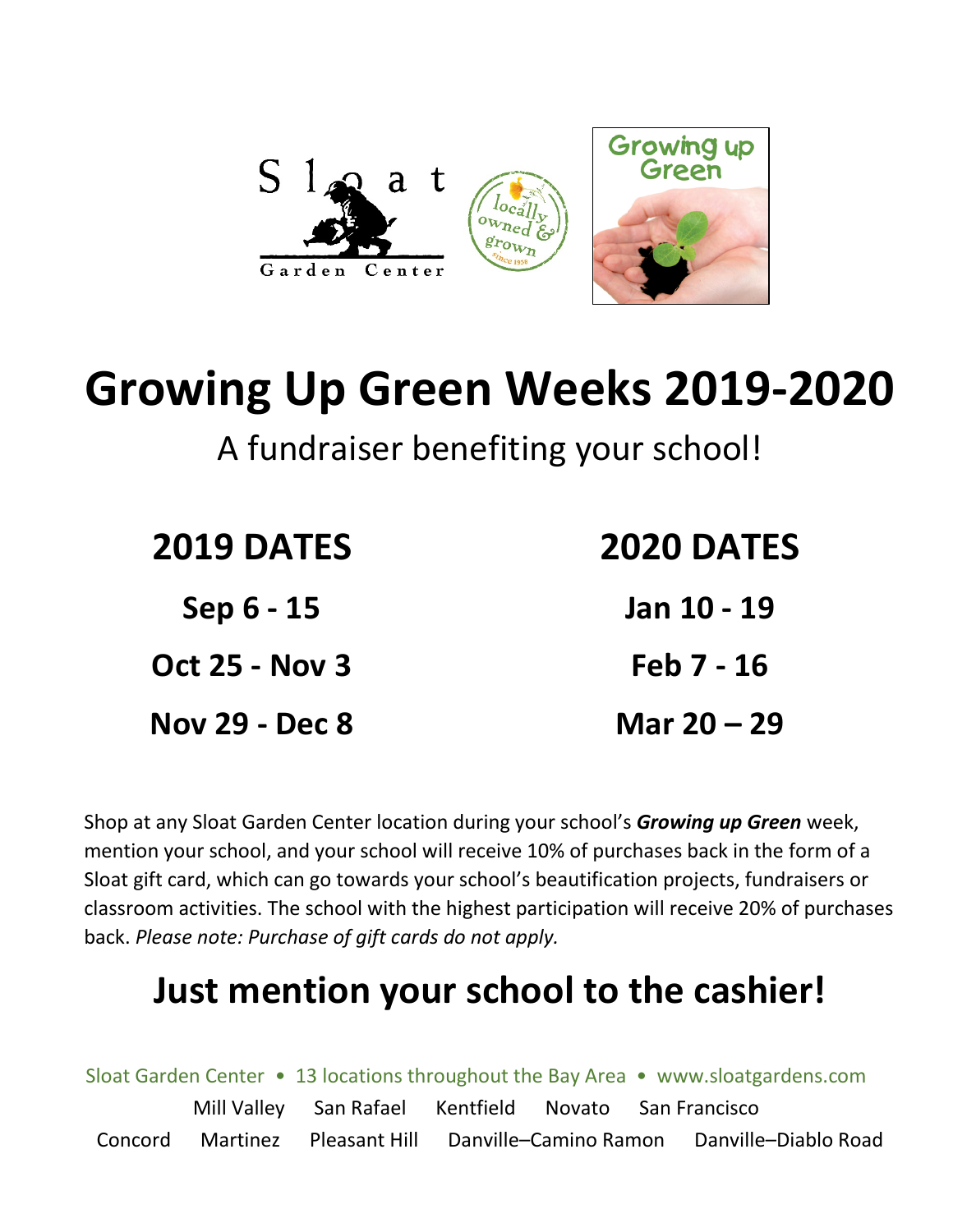Sloat Garden Center

locally owned & grown since 1956

Growing up Green

# Growing Up Green Weeks 2019-2020

A fundraiser benefiting your school!

| 2019 DATES | 2020 DATES |
| --- | --- |
| Sep 6 - 15 | Jan 10 - 19 |
| Oct 25 - Nov 3 | Feb 7 - 16 |
| Nov 29 - Dec 8 | Mar 20 – 29 |

Shop at any Sloat Garden Center location during your school's ***Growing up Green*** week, mention your school, and your school will receive 10% of purchases back in the form of a Sloat gift card, which can go towards your school's beautification projects, fundraisers or classroom activities. The school with the highest participation will receive 20% of purchases back. *Please note: Purchase of gift cards do not apply.*

## Just mention your school to the cashier!

Sloat Garden Center • 13 locations throughout the Bay Area • www.sloatgardens.com

Mill Valley San Rafael Kentfield Novato San Francisco

Concord Martinez Pleasant Hill Danville–Camino Ramon Danville–Diablo Road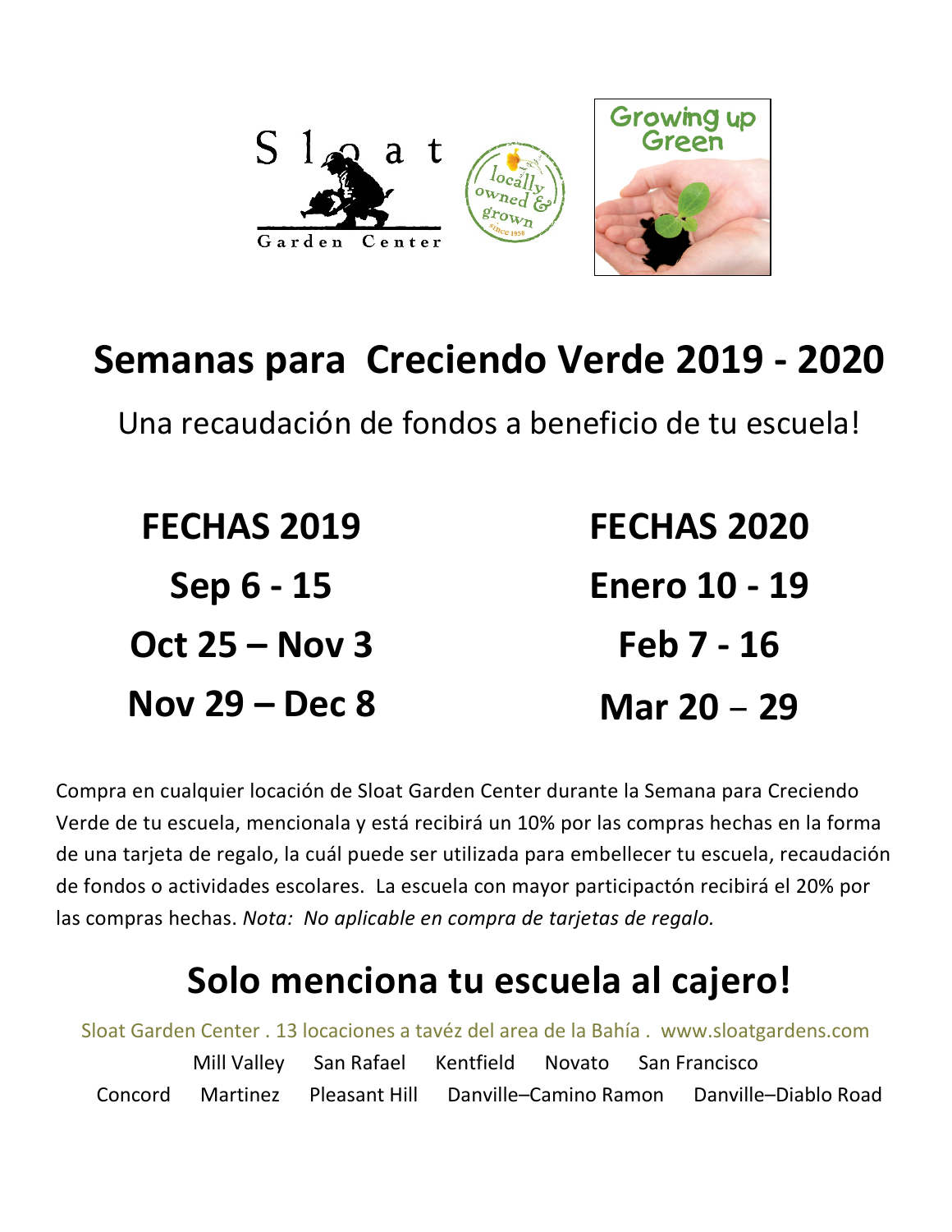Sloat Garden Center

locally owned & grown since 1958

Growing up Green

# Semanas para Creciendo Verde 2019 - 2020

Una recaudación de fondos a beneficio de tu escuela!

| FECHAS 2019 | FECHAS 2020 |
| --- | --- |
| Sep 6 - 15 | Enero 10 - 19 |
| Oct 25 – Nov 3 | Feb 7 - 16 |
| Nov 29 – Dec 8 | Mar 20 – 29 |

Compra en cualquier locación de Sloat Garden Center durante la Semana para Creciendo Verde de tu escuela, mencionala y está recibirá un 10% por las compras hechas en la forma de una tarjeta de regalo, la cuál puede ser utilizada para embellecer tu escuela, recaudación de fondos o actividades escolares. La escuela con mayor participactón recibirá el 20% por las compras hechas. *Nota: No aplicable en compra de tarjetas de regalo.*

## Solo menciona tu escuela al cajero!

Sloat Garden Center . 13 locaciones a tavéz del area de la Bahía . www.sloatgardens.com

Mill Valley San Rafael Kentfield Novato San Francisco

Concord Martinez Pleasant Hill Danville–Camino Ramon Danville–Diablo Road